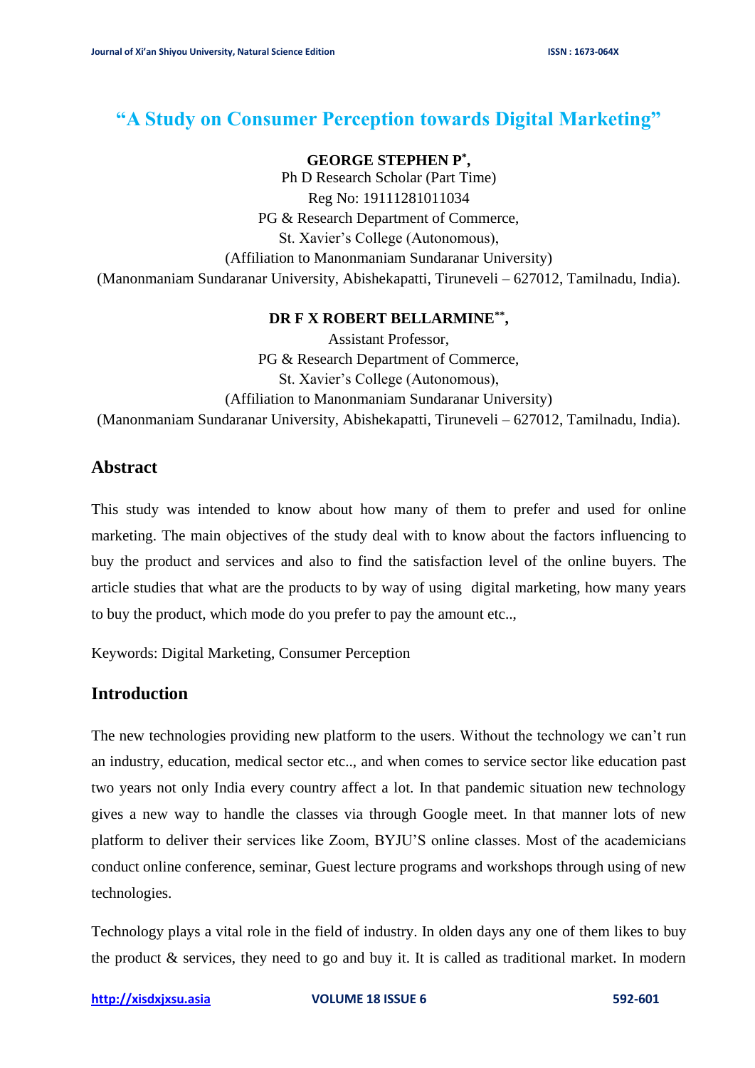# "A Study on Consumer Perception towards Digital Marketing"

**GEORGE STEPHEN P[*],**
Ph D Research Scholar (Part Time)
Reg No: 19111281011034
PG & Research Department of Commerce,
St. Xavier's College (Autonomous),
(Affiliation to Manonmaniam Sundaranar University)
(Manonmaniam Sundaranar University, Abishekapatti, Tiruneveli – 627012, Tamilnadu, India).

**DR F X ROBERT BELLARMINE[**],**
Assistant Professor,
PG & Research Department of Commerce,
St. Xavier's College (Autonomous),
(Affiliation to Manonmaniam Sundaranar University)
(Manonmaniam Sundaranar University, Abishekapatti, Tiruneveli – 627012, Tamilnadu, India).

## Abstract

This study was intended to know about how many of them to prefer and used for online marketing. The main objectives of the study deal with to know about the factors influencing to buy the product and services and also to find the satisfaction level of the online buyers. The article studies that what are the products to by way of using digital marketing, how many years to buy the product, which mode do you prefer to pay the amount etc..,

Keywords: Digital Marketing, Consumer Perception

## Introduction

The new technologies providing new platform to the users. Without the technology we can't run an industry, education, medical sector etc.., and when comes to service sector like education past two years not only India every country affect a lot. In that pandemic situation new technology gives a new way to handle the classes via through Google meet. In that manner lots of new platform to deliver their services like Zoom, BYJU'S online classes. Most of the academicians conduct online conference, seminar, Guest lecture programs and workshops through using of new technologies.

Technology plays a vital role in the field of industry. In olden days any one of them likes to buy the product & services, they need to go and buy it. It is called as traditional market. In modern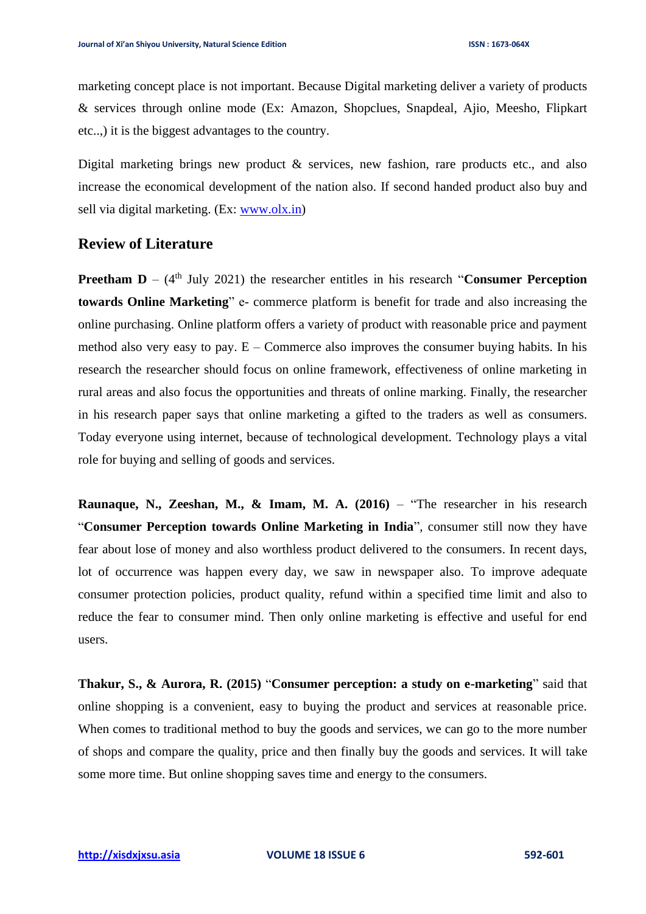marketing concept place is not important. Because Digital marketing deliver a variety of products & services through online mode (Ex: Amazon, Shopclues, Snapdeal, Ajio, Meesho, Flipkart etc..,) it is the biggest advantages to the country.

Digital marketing brings new product & services, new fashion, rare products etc., and also increase the economical development of the nation also. If second handed product also buy and sell via digital marketing. (Ex: www.olx.in)

## Review of Literature

**Preetham D** – (4th July 2021) the researcher entitles in his research "**Consumer Perception towards Online Marketing**" e- commerce platform is benefit for trade and also increasing the online purchasing. Online platform offers a variety of product with reasonable price and payment method also very easy to pay. E – Commerce also improves the consumer buying habits. In his research the researcher should focus on online framework, effectiveness of online marketing in rural areas and also focus the opportunities and threats of online marking. Finally, the researcher in his research paper says that online marketing a gifted to the traders as well as consumers. Today everyone using internet, because of technological development. Technology plays a vital role for buying and selling of goods and services.

**Raunaque, N., Zeeshan, M., & Imam, M. A. (2016)** – "The researcher in his research "**Consumer Perception towards Online Marketing in India**", consumer still now they have fear about lose of money and also worthless product delivered to the consumers. In recent days, lot of occurrence was happen every day, we saw in newspaper also. To improve adequate consumer protection policies, product quality, refund within a specified time limit and also to reduce the fear to consumer mind. Then only online marketing is effective and useful for end users.

**Thakur, S., & Aurora, R. (2015)** "**Consumer perception: a study on e-marketing**" said that online shopping is a convenient, easy to buying the product and services at reasonable price. When comes to traditional method to buy the goods and services, we can go to the more number of shops and compare the quality, price and then finally buy the goods and services. It will take some more time. But online shopping saves time and energy to the consumers.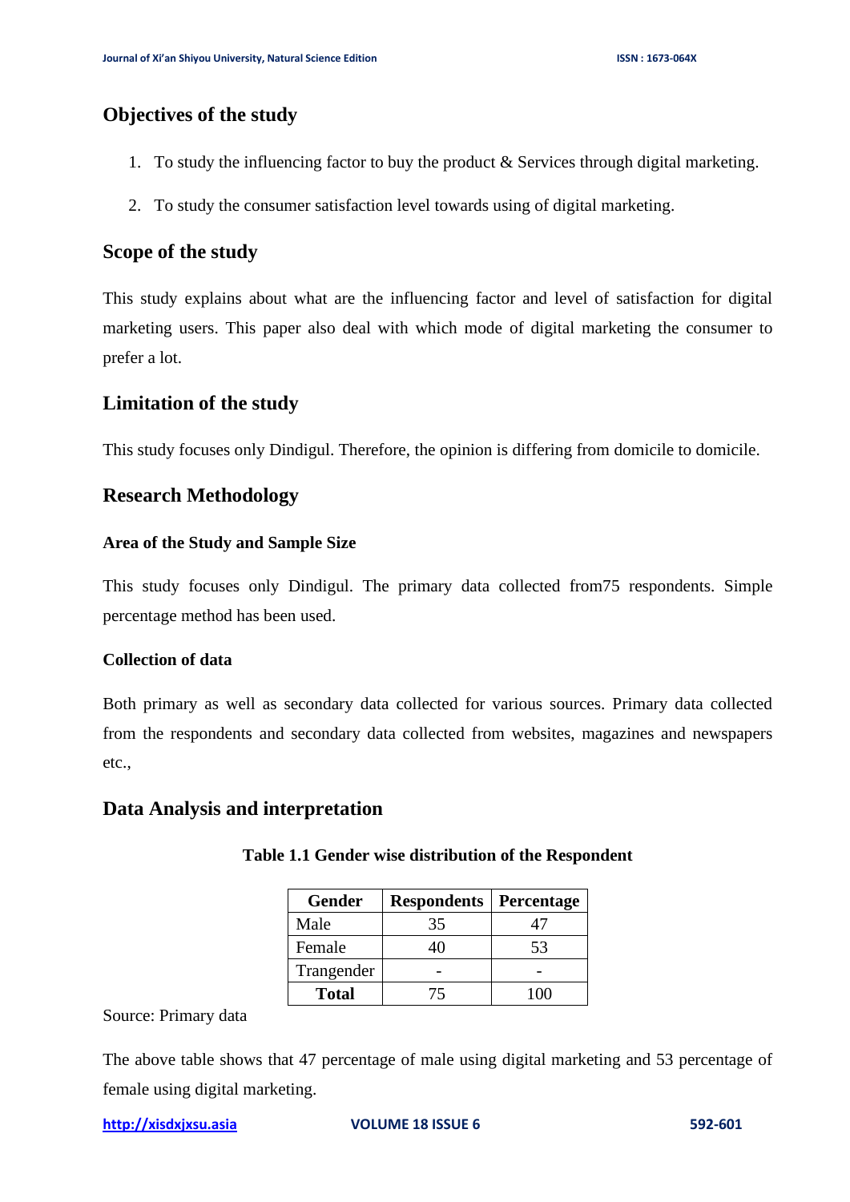## Objectives of the study

1. To study the influencing factor to buy the product & Services through digital marketing.
2. To study the consumer satisfaction level towards using of digital marketing.

## Scope of the study

This study explains about what are the influencing factor and level of satisfaction for digital marketing users. This paper also deal with which mode of digital marketing the consumer to prefer a lot.

## Limitation of the study

This study focuses only Dindigul. Therefore, the opinion is differing from domicile to domicile.

## Research Methodology

### Area of the Study and Sample Size

This study focuses only Dindigul. The primary data collected from75 respondents. Simple percentage method has been used.

### Collection of data

Both primary as well as secondary data collected for various sources. Primary data collected from the respondents and secondary data collected from websites, magazines and newspapers etc.,

## Data Analysis and interpretation

**Table 1.1 Gender wise distribution of the Respondent**

| Gender | Respondents | Percentage |
|---|---|---|
| Male | 35 | 47 |
| Female | 40 | 53 |
| Trangender | - | - |
| **Total** | 75 | 100 |

Source: Primary data

The above table shows that 47 percentage of male using digital marketing and 53 percentage of female using digital marketing.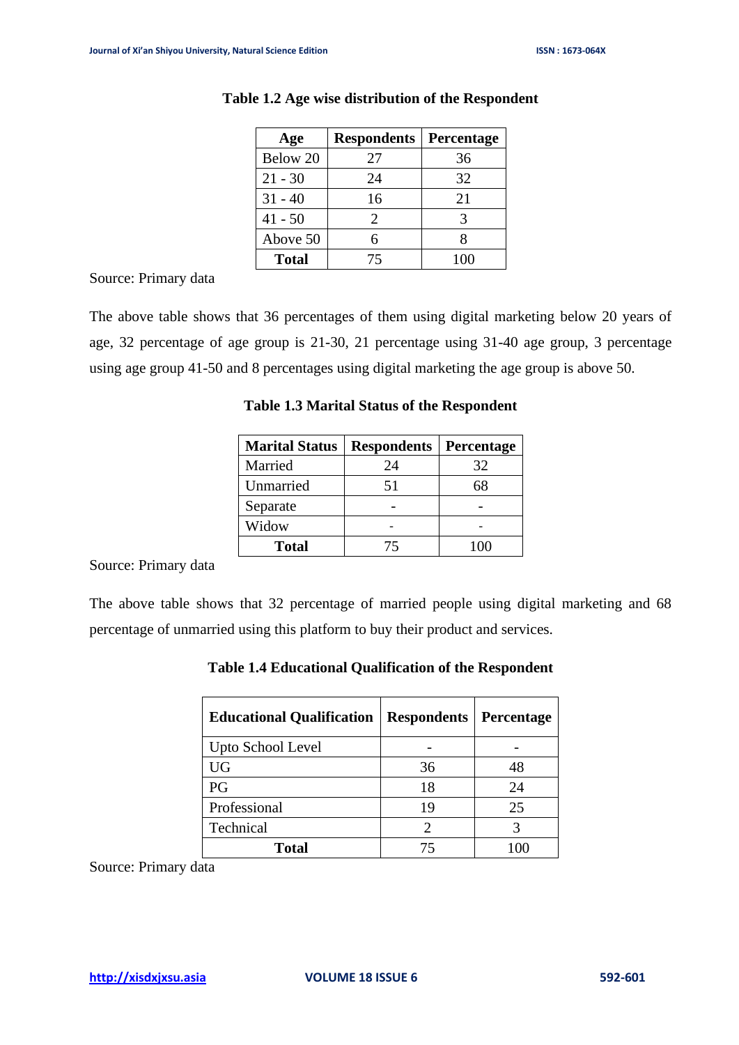**Table 1.2 Age wise distribution of the Respondent**

| Age | Respondents | Percentage |
|---|---|---|
| Below 20 | 27 | 36 |
| 21 - 30 | 24 | 32 |
| 31 - 40 | 16 | 21 |
| 41 - 50 | 2 | 3 |
| Above 50 | 6 | 8 |
| **Total** | 75 | 100 |

Source: Primary data

The above table shows that 36 percentages of them using digital marketing below 20 years of age, 32 percentage of age group is 21-30, 21 percentage using 31-40 age group, 3 percentage using age group 41-50 and 8 percentages using digital marketing the age group is above 50.

**Table 1.3 Marital Status of the Respondent**

| Marital Status | Respondents | Percentage |
|---|---|---|
| Married | 24 | 32 |
| Unmarried | 51 | 68 |
| Separate | - | - |
| Widow | - | - |
| **Total** | 75 | 100 |

Source: Primary data

The above table shows that 32 percentage of married people using digital marketing and 68 percentage of unmarried using this platform to buy their product and services.

**Table 1.4 Educational Qualification of the Respondent**

| Educational Qualification | Respondents | Percentage |
|---|---|---|
| Upto School Level | - | - |
| UG | 36 | 48 |
| PG | 18 | 24 |
| Professional | 19 | 25 |
| Technical | 2 | 3 |
| **Total** | 75 | 100 |

Source: Primary data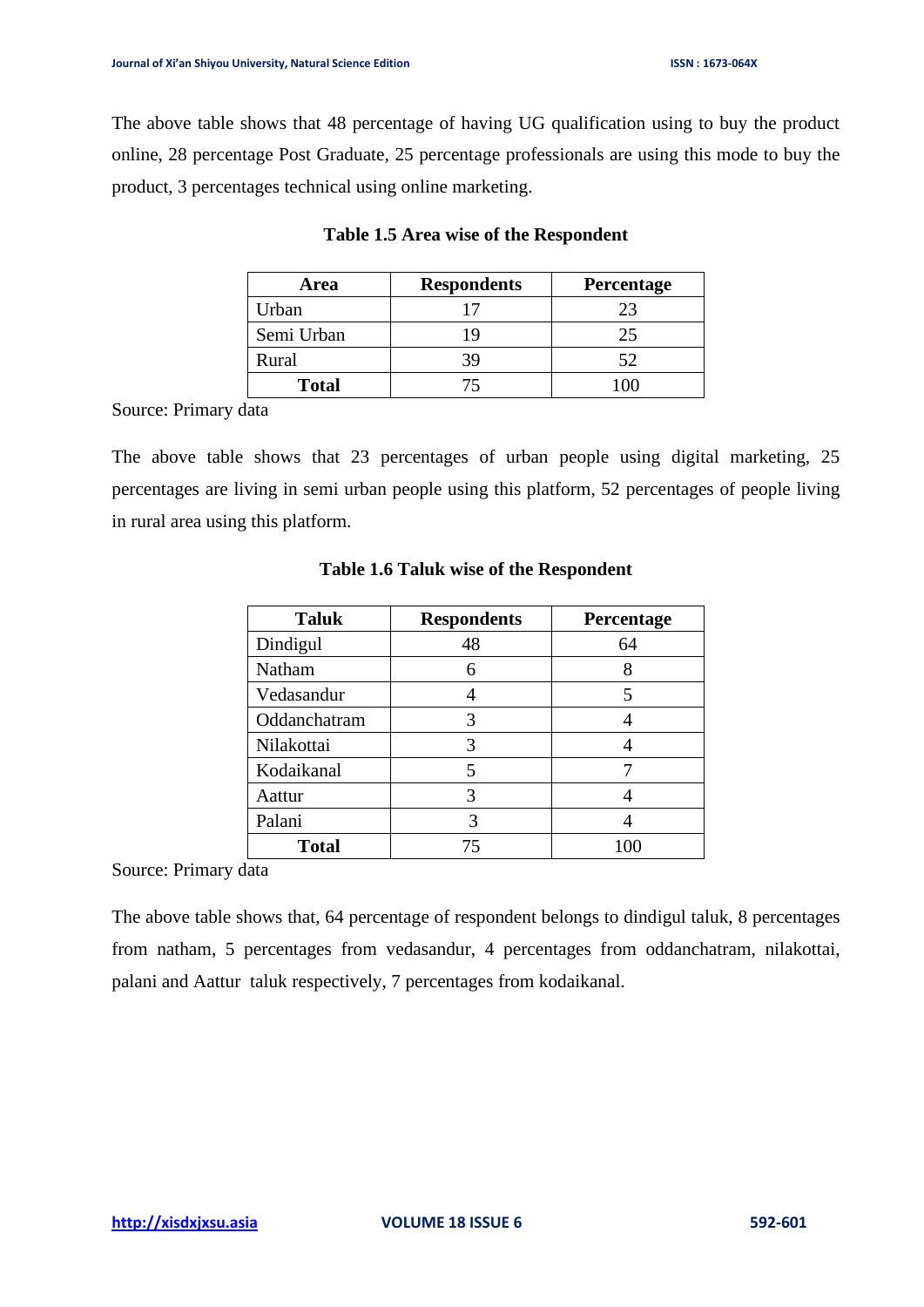The above table shows that 48 percentage of having UG qualification using to buy the product online, 28 percentage Post Graduate, 25 percentage professionals are using this mode to buy the product, 3 percentages technical using online marketing.

**Table 1.5 Area wise of the Respondent**

| Area | Respondents | Percentage |
|---|---|---|
| Urban | 17 | 23 |
| Semi Urban | 19 | 25 |
| Rural | 39 | 52 |
| **Total** | 75 | 100 |

Source: Primary data

The above table shows that 23 percentages of urban people using digital marketing, 25 percentages are living in semi urban people using this platform, 52 percentages of people living in rural area using this platform.

**Table 1.6 Taluk wise of the Respondent**

| Taluk | Respondents | Percentage |
|---|---|---|
| Dindigul | 48 | 64 |
| Natham | 6 | 8 |
| Vedasandur | 4 | 5 |
| Oddanchatram | 3 | 4 |
| Nilakottai | 3 | 4 |
| Kodaikanal | 5 | 7 |
| Aattur | 3 | 4 |
| Palani | 3 | 4 |
| **Total** | 75 | 100 |

Source: Primary data

The above table shows that, 64 percentage of respondent belongs to dindigul taluk, 8 percentages from natham, 5 percentages from vedasandur, 4 percentages from oddanchatram, nilakottai, palani and Aattur taluk respectively, 7 percentages from kodaikanal.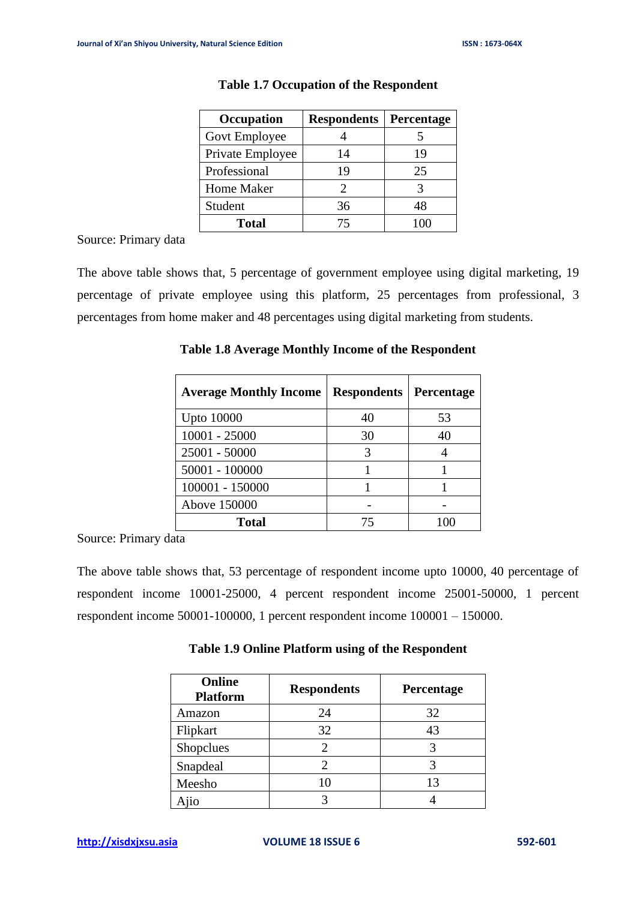**Table 1.7 Occupation of the Respondent**

| Occupation | Respondents | Percentage |
|---|---|---|
| Govt Employee | 4 | 5 |
| Private Employee | 14 | 19 |
| Professional | 19 | 25 |
| Home Maker | 2 | 3 |
| Student | 36 | 48 |
| **Total** | 75 | 100 |

Source: Primary data

The above table shows that, 5 percentage of government employee using digital marketing, 19 percentage of private employee using this platform, 25 percentages from professional, 3 percentages from home maker and 48 percentages using digital marketing from students.

**Table 1.8 Average Monthly Income of the Respondent**

| Average Monthly Income | Respondents | Percentage |
|---|---|---|
| Upto 10000 | 40 | 53 |
| 10001 - 25000 | 30 | 40 |
| 25001 - 50000 | 3 | 4 |
| 50001 - 100000 | 1 | 1 |
| 100001 - 150000 | 1 | 1 |
| Above 150000 | - | - |
| **Total** | 75 | 100 |

Source: Primary data

The above table shows that, 53 percentage of respondent income upto 10000, 40 percentage of respondent income 10001-25000, 4 percent respondent income 25001-50000, 1 percent respondent income 50001-100000, 1 percent respondent income 100001 – 150000.

**Table 1.9 Online Platform using of the Respondent**

| Online Platform | Respondents | Percentage |
|---|---|---|
| Amazon | 24 | 32 |
| Flipkart | 32 | 43 |
| Shopclues | 2 | 3 |
| Snapdeal | 2 | 3 |
| Meesho | 10 | 13 |
| Ajio | 3 | 4 |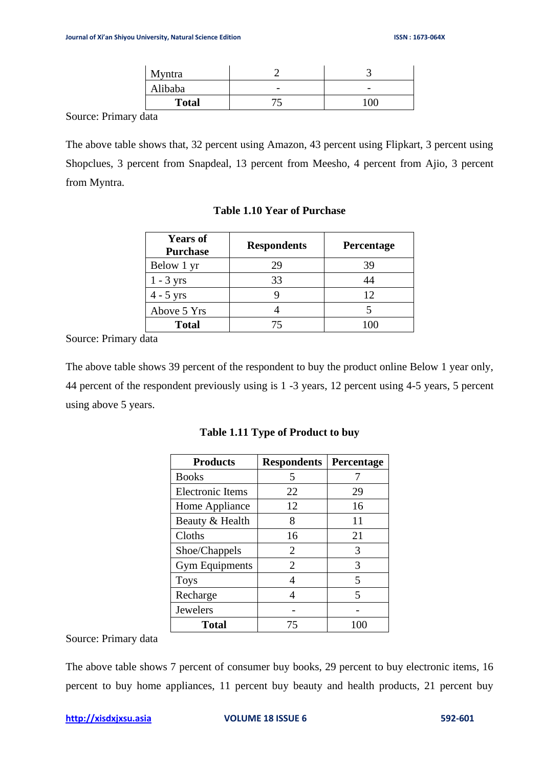| Myntra | 2 | 3 |
|---|---|---|
| Alibaba | - | - |
| **Total** | 75 | 100 |

Source: Primary data

The above table shows that, 32 percent using Amazon, 43 percent using Flipkart, 3 percent using Shopclues, 3 percent from Snapdeal, 13 percent from Meesho, 4 percent from Ajio, 3 percent from Myntra.

**Table 1.10 Year of Purchase**

| Years of Purchase | Respondents | Percentage |
|---|---|---|
| Below 1 yr | 29 | 39 |
| 1 - 3 yrs | 33 | 44 |
| 4 - 5 yrs | 9 | 12 |
| Above 5 Yrs | 4 | 5 |
| **Total** | 75 | 100 |

Source: Primary data

The above table shows 39 percent of the respondent to buy the product online Below 1 year only, 44 percent of the respondent previously using is 1 -3 years, 12 percent using 4-5 years, 5 percent using above 5 years.

**Table 1.11 Type of Product to buy**

| Products | Respondents | Percentage |
|---|---|---|
| Books | 5 | 7 |
| Electronic Items | 22 | 29 |
| Home Appliance | 12 | 16 |
| Beauty & Health | 8 | 11 |
| Cloths | 16 | 21 |
| Shoe/Chappels | 2 | 3 |
| Gym Equipments | 2 | 3 |
| Toys | 4 | 5 |
| Recharge | 4 | 5 |
| Jewelers | - | - |
| **Total** | 75 | 100 |

Source: Primary data

The above table shows 7 percent of consumer buy books, 29 percent to buy electronic items, 16 percent to buy home appliances, 11 percent buy beauty and health products, 21 percent buy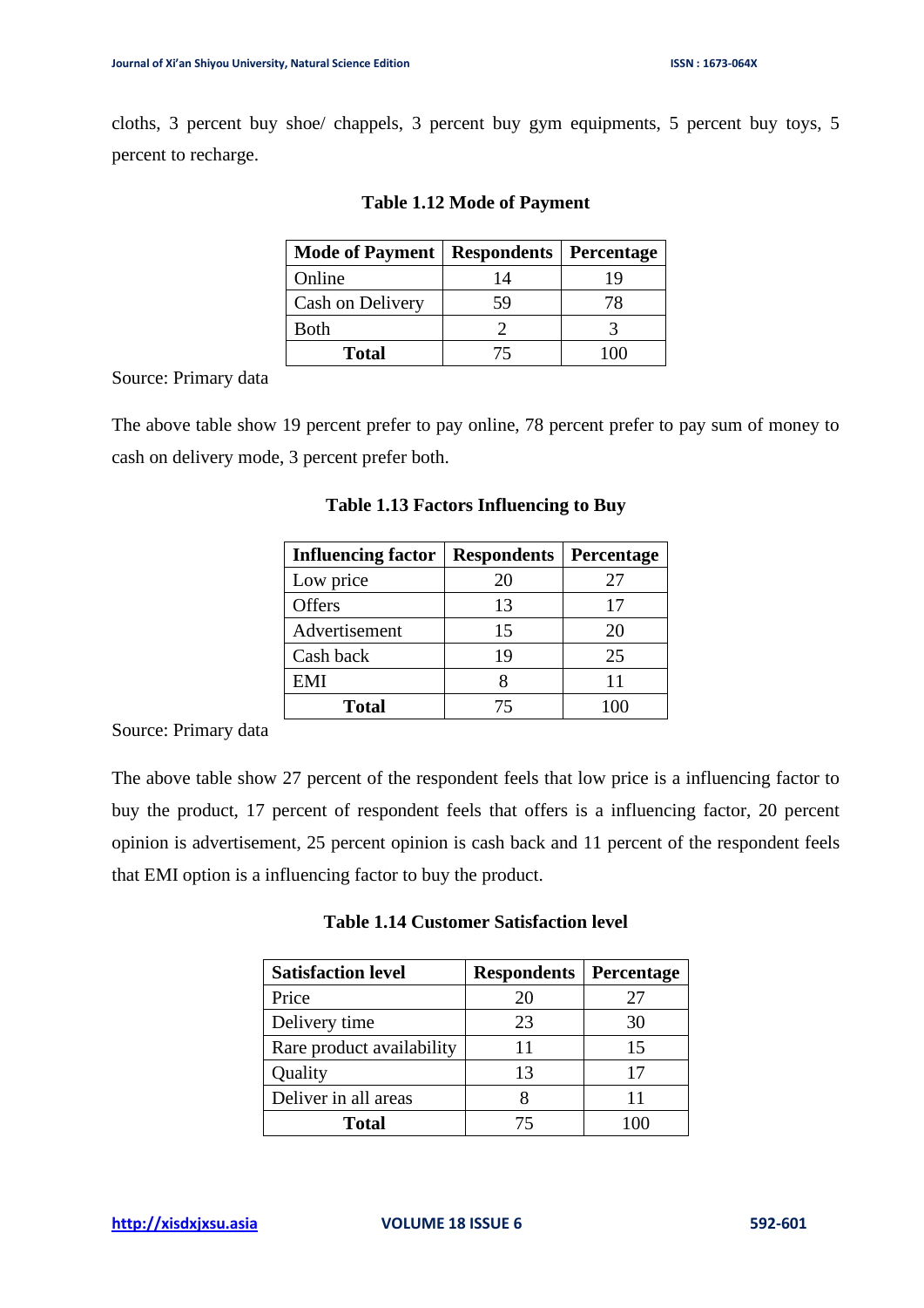cloths, 3 percent buy shoe/ chappels, 3 percent buy gym equipments, 5 percent buy toys, 5 percent to recharge.

**Table 1.12 Mode of Payment**

| Mode of Payment | Respondents | Percentage |
|---|---|---|
| Online | 14 | 19 |
| Cash on Delivery | 59 | 78 |
| Both | 2 | 3 |
| **Total** | 75 | 100 |

Source: Primary data

The above table show 19 percent prefer to pay online, 78 percent prefer to pay sum of money to cash on delivery mode, 3 percent prefer both.

**Table 1.13 Factors Influencing to Buy**

| Influencing factor | Respondents | Percentage |
|---|---|---|
| Low price | 20 | 27 |
| Offers | 13 | 17 |
| Advertisement | 15 | 20 |
| Cash back | 19 | 25 |
| EMI | 8 | 11 |
| **Total** | 75 | 100 |

Source: Primary data

The above table show 27 percent of the respondent feels that low price is a influencing factor to buy the product, 17 percent of respondent feels that offers is a influencing factor, 20 percent opinion is advertisement, 25 percent opinion is cash back and 11 percent of the respondent feels that EMI option is a influencing factor to buy the product.

**Table 1.14 Customer Satisfaction level**

| Satisfaction level | Respondents | Percentage |
|---|---|---|
| Price | 20 | 27 |
| Delivery time | 23 | 30 |
| Rare product availability | 11 | 15 |
| Quality | 13 | 17 |
| Deliver in all areas | 8 | 11 |
| **Total** | 75 | 100 |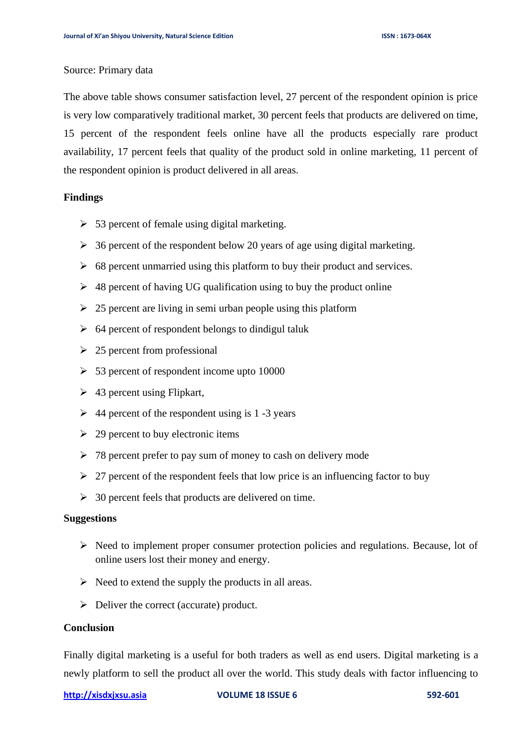Source: Primary data

The above table shows consumer satisfaction level, 27 percent of the respondent opinion is price is very low comparatively traditional market, 30 percent feels that products are delivered on time, 15 percent of the respondent feels online have all the products especially rare product availability, 17 percent feels that quality of the product sold in online marketing, 11 percent of the respondent opinion is product delivered in all areas.

**Findings**

- 53 percent of female using digital marketing.
- 36 percent of the respondent below 20 years of age using digital marketing.
- 68 percent unmarried using this platform to buy their product and services.
- 48 percent of having UG qualification using to buy the product online
- 25 percent are living in semi urban people using this platform
- 64 percent of respondent belongs to dindigul taluk
- 25 percent from professional
- 53 percent of respondent income upto 10000
- 43 percent using Flipkart,
- 44 percent of the respondent using is 1 -3 years
- 29 percent to buy electronic items
- 78 percent prefer to pay sum of money to cash on delivery mode
- 27 percent of the respondent feels that low price is an influencing factor to buy
- 30 percent feels that products are delivered on time.

**Suggestions**

- Need to implement proper consumer protection policies and regulations. Because, lot of online users lost their money and energy.
- Need to extend the supply the products in all areas.
- Deliver the correct (accurate) product.

**Conclusion**

Finally digital marketing is a useful for both traders as well as end users. Digital marketing is a newly platform to sell the product all over the world. This study deals with factor influencing to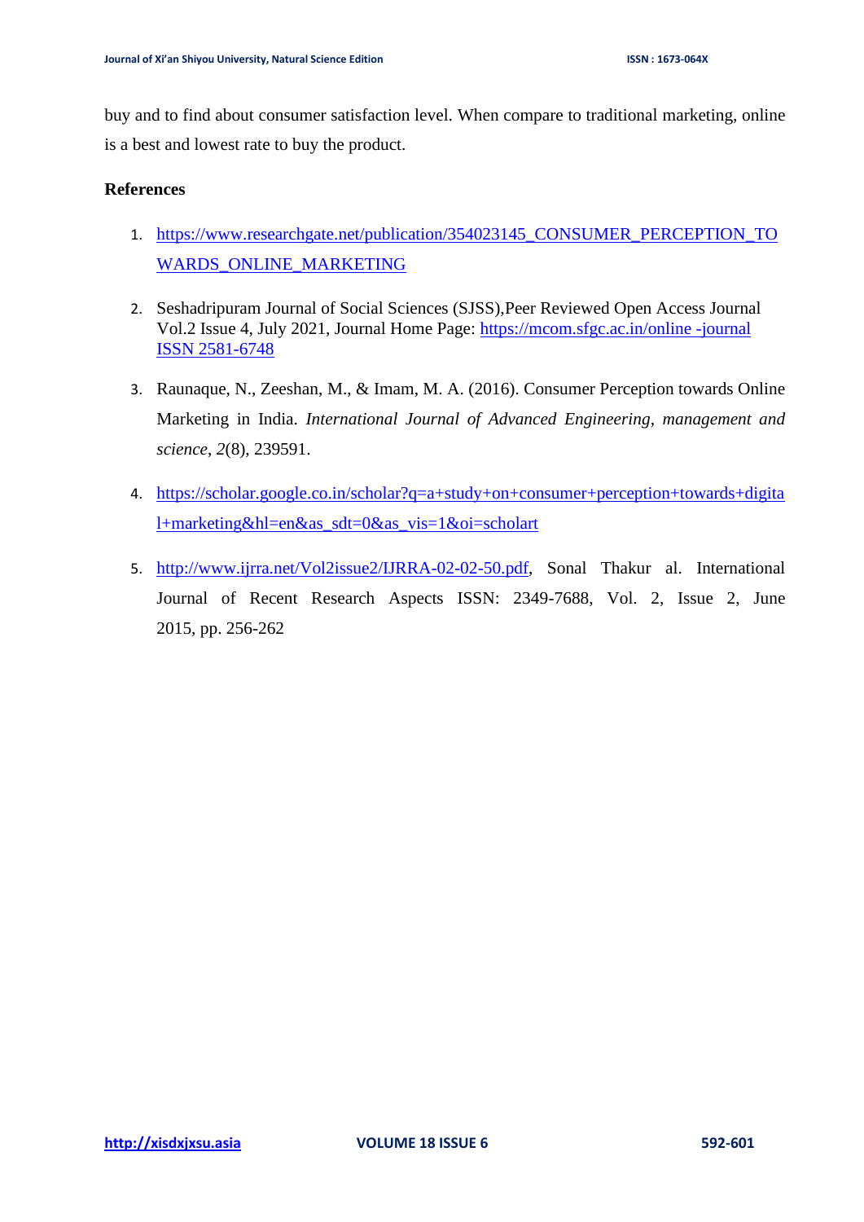buy and to find about consumer satisfaction level. When compare to traditional marketing, online is a best and lowest rate to buy the product.

**References**

1. https://www.researchgate.net/publication/354023145_CONSUMER_PERCEPTION_TOWARDS_ONLINE_MARKETING
2. Seshadripuram Journal of Social Sciences (SJSS),Peer Reviewed Open Access Journal Vol.2 Issue 4, July 2021, Journal Home Page: https://mcom.sfgc.ac.in/online -journal ISSN 2581-6748
3. Raunaque, N., Zeeshan, M., & Imam, M. A. (2016). Consumer Perception towards Online Marketing in India. *International Journal of Advanced Engineering, management and science*, *2*(8), 239591.
4. https://scholar.google.co.in/scholar?q=a+study+on+consumer+perception+towards+digital+marketing&hl=en&as_sdt=0&as_vis=1&oi=scholart
5. http://www.ijrra.net/Vol2issue2/IJRRA-02-02-50.pdf, Sonal Thakur al. International Journal of Recent Research Aspects ISSN: 2349-7688, Vol. 2, Issue 2, June 2015, pp. 256-262